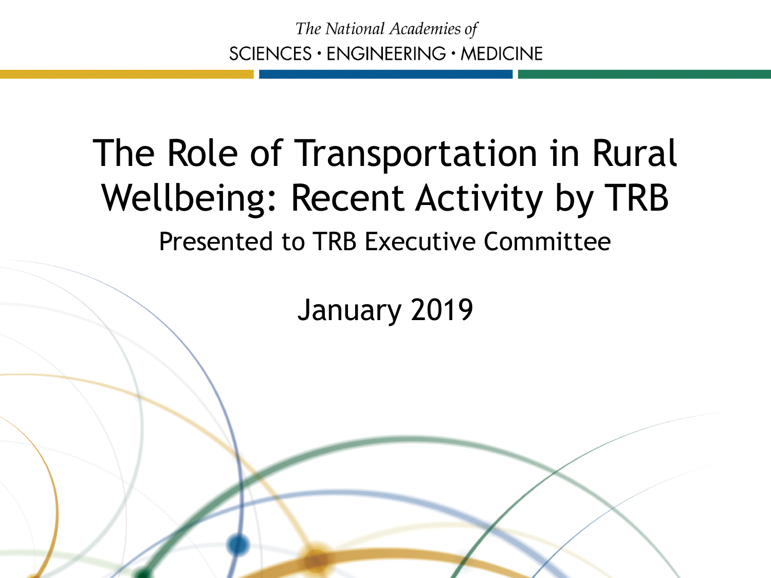*The National Academies of*
SCIENCES · ENGINEERING · MEDICINE

# The Role of Transportation in Rural Wellbeing: Recent Activity by TRB

Presented to TRB Executive Committee

January 2019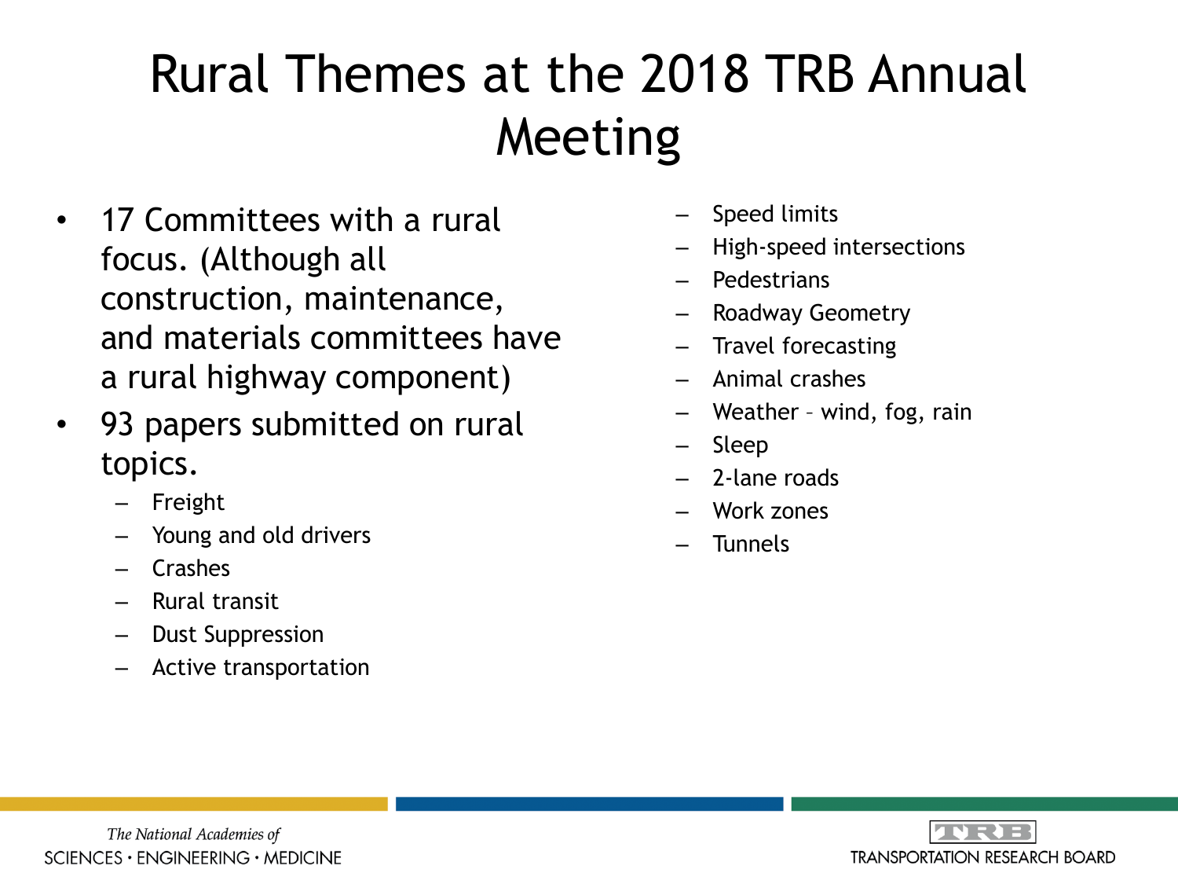# Rural Themes at the 2018 TRB Annual Meeting

- 17 Committees with a rural focus. (Although all construction, maintenance, and materials committees have a rural highway component)
- 93 papers submitted on rural topics.
  - Freight
  - Young and old drivers
  - Crashes
  - Rural transit
  - Dust Suppression
  - Active transportation
  - Speed limits
  - High-speed intersections
  - Pedestrians
  - Roadway Geometry
  - Travel forecasting
  - Animal crashes
  - Weather – wind, fog, rain
  - Sleep
  - 2-lane roads
  - Work zones
  - Tunnels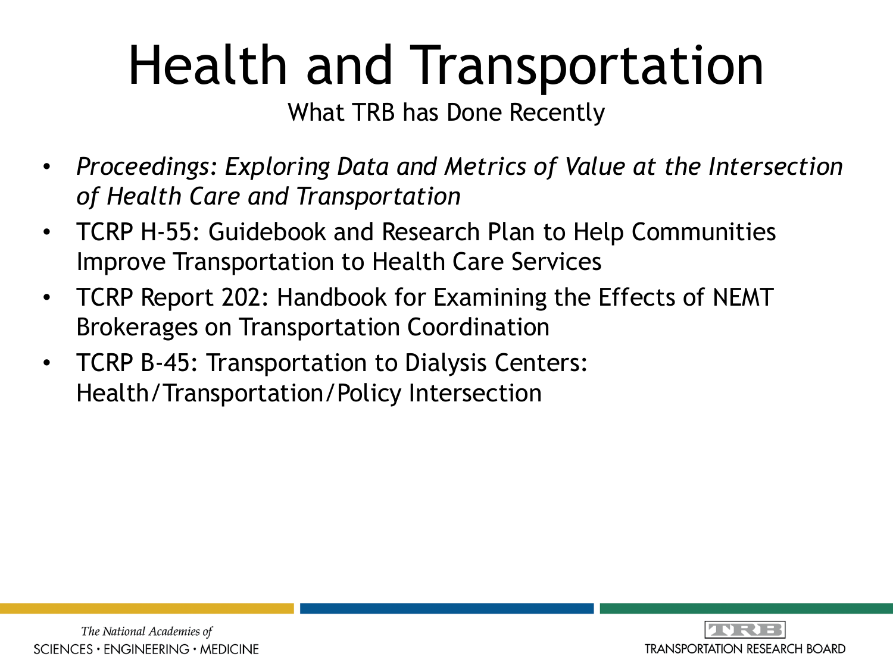# Health and Transportation

What TRB has Done Recently

- *Proceedings: Exploring Data and Metrics of Value at the Intersection of Health Care and Transportation*
- TCRP H-55: Guidebook and Research Plan to Help Communities Improve Transportation to Health Care Services
- TCRP Report 202: Handbook for Examining the Effects of NEMT Brokerages on Transportation Coordination
- TCRP B-45: Transportation to Dialysis Centers: Health/Transportation/Policy Intersection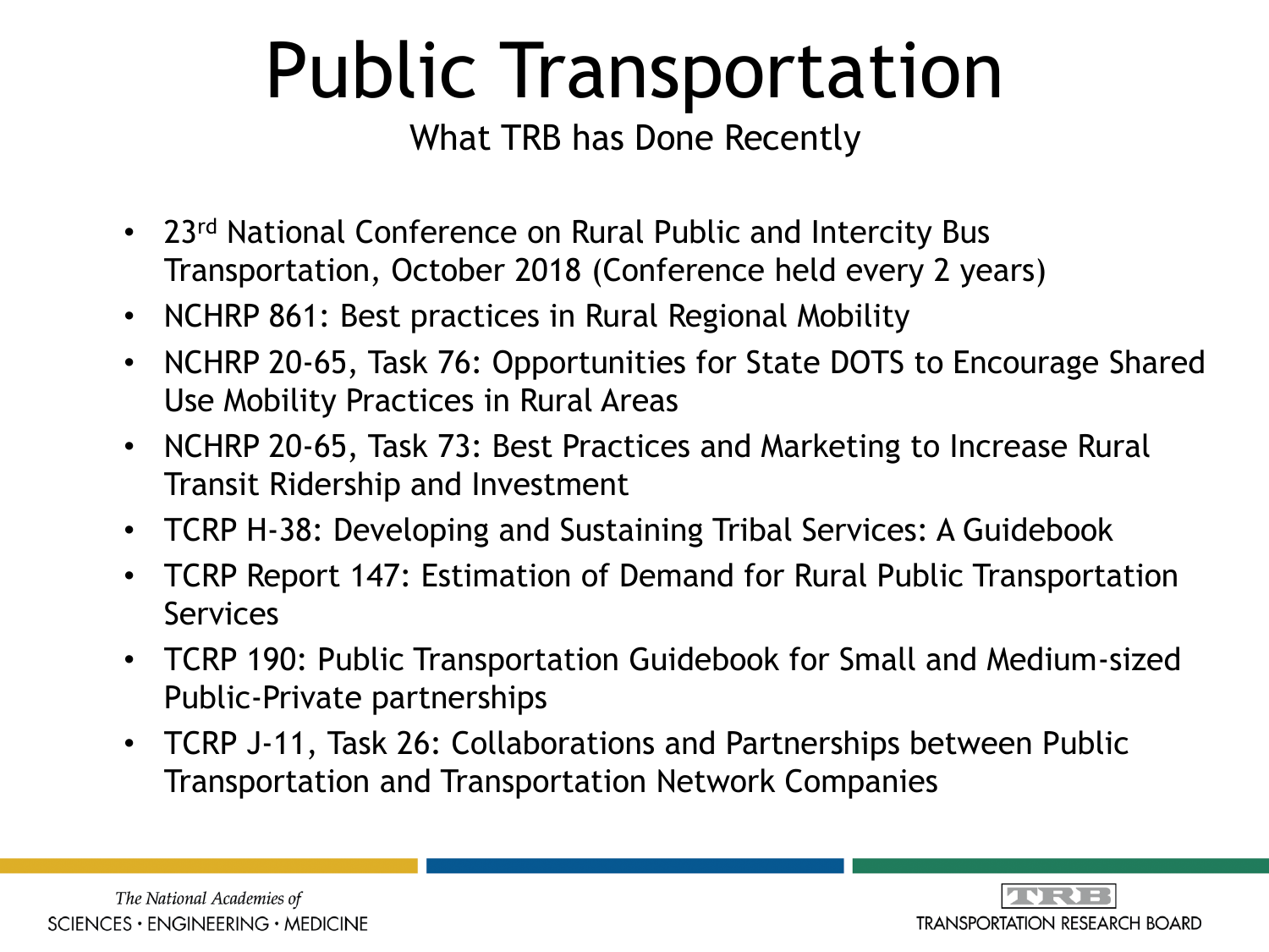# Public Transportation

What TRB has Done Recently

- 23rd National Conference on Rural Public and Intercity Bus Transportation, October 2018 (Conference held every 2 years)
- NCHRP 861: Best practices in Rural Regional Mobility
- NCHRP 20-65, Task 76: Opportunities for State DOTS to Encourage Shared Use Mobility Practices in Rural Areas
- NCHRP 20-65, Task 73: Best Practices and Marketing to Increase Rural Transit Ridership and Investment
- TCRP H-38: Developing and Sustaining Tribal Services: A Guidebook
- TCRP Report 147: Estimation of Demand for Rural Public Transportation Services
- TCRP 190: Public Transportation Guidebook for Small and Medium-sized Public-Private partnerships
- TCRP J-11, Task 26: Collaborations and Partnerships between Public Transportation and Transportation Network Companies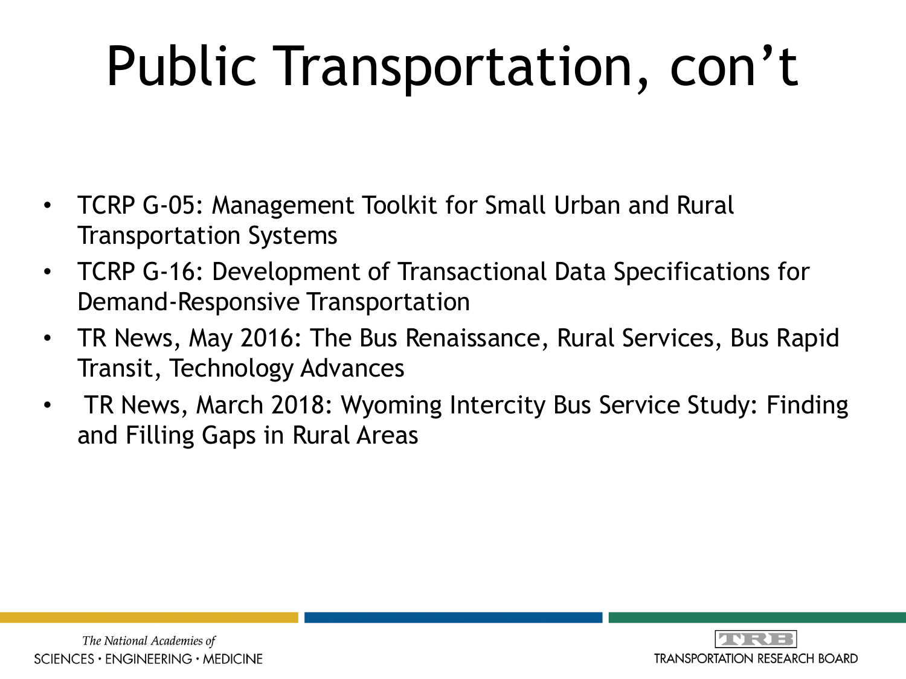# Public Transportation, con't

- TCRP G-05: Management Toolkit for Small Urban and Rural Transportation Systems
- TCRP G-16: Development of Transactional Data Specifications for Demand-Responsive Transportation
- TR News, May 2016: The Bus Renaissance, Rural Services, Bus Rapid Transit, Technology Advances
- TR News, March 2018: Wyoming Intercity Bus Service Study: Finding and Filling Gaps in Rural Areas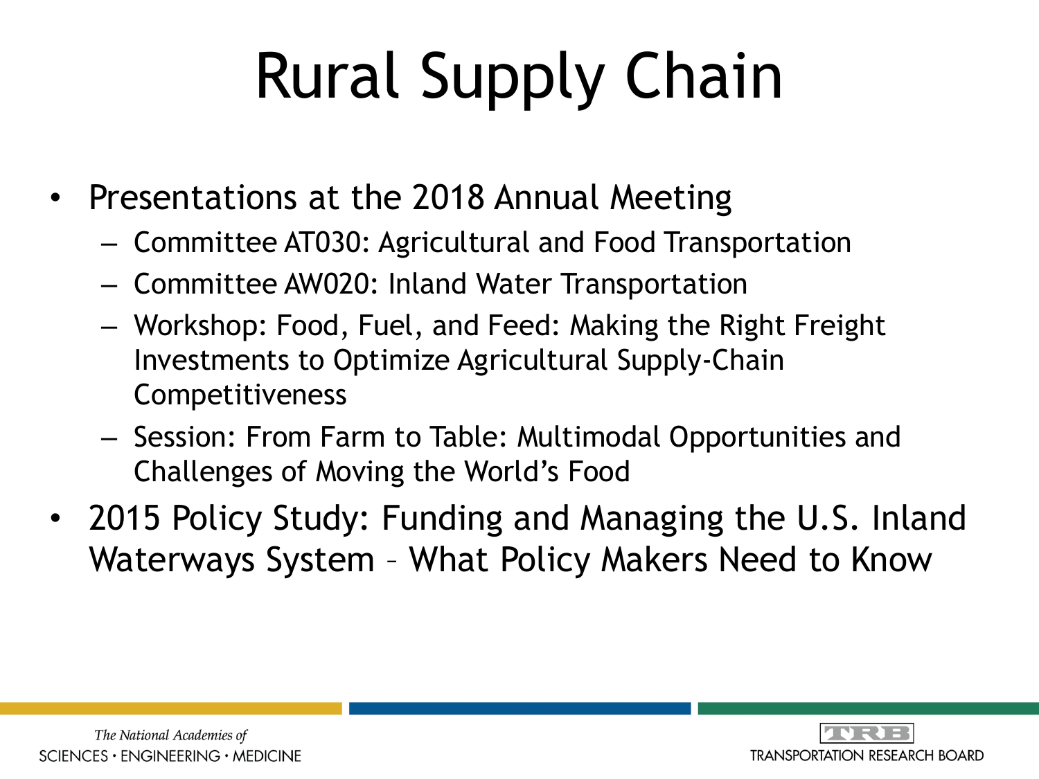# Rural Supply Chain

- Presentations at the 2018 Annual Meeting
  - Committee AT030: Agricultural and Food Transportation
  - Committee AW020: Inland Water Transportation
  - Workshop: Food, Fuel, and Feed: Making the Right Freight Investments to Optimize Agricultural Supply-Chain Competitiveness
  - Session: From Farm to Table: Multimodal Opportunities and Challenges of Moving the World's Food
- 2015 Policy Study: Funding and Managing the U.S. Inland Waterways System – What Policy Makers Need to Know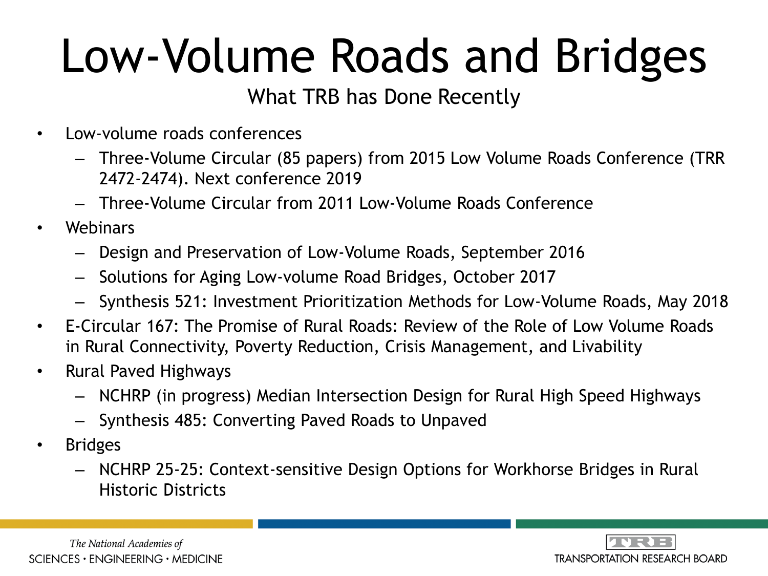# Low-Volume Roads and Bridges

What TRB has Done Recently

- Low-volume roads conferences
  - Three-Volume Circular (85 papers) from 2015 Low Volume Roads Conference (TRR 2472-2474). Next conference 2019
  - Three-Volume Circular from 2011 Low-Volume Roads Conference
- Webinars
  - Design and Preservation of Low-Volume Roads, September 2016
  - Solutions for Aging Low-volume Road Bridges, October 2017
  - Synthesis 521: Investment Prioritization Methods for Low-Volume Roads, May 2018
- E-Circular 167: The Promise of Rural Roads: Review of the Role of Low Volume Roads in Rural Connectivity, Poverty Reduction, Crisis Management, and Livability
- Rural Paved Highways
  - NCHRP (in progress) Median Intersection Design for Rural High Speed Highways
  - Synthesis 485: Converting Paved Roads to Unpaved
- Bridges
  - NCHRP 25-25: Context-sensitive Design Options for Workhorse Bridges in Rural Historic Districts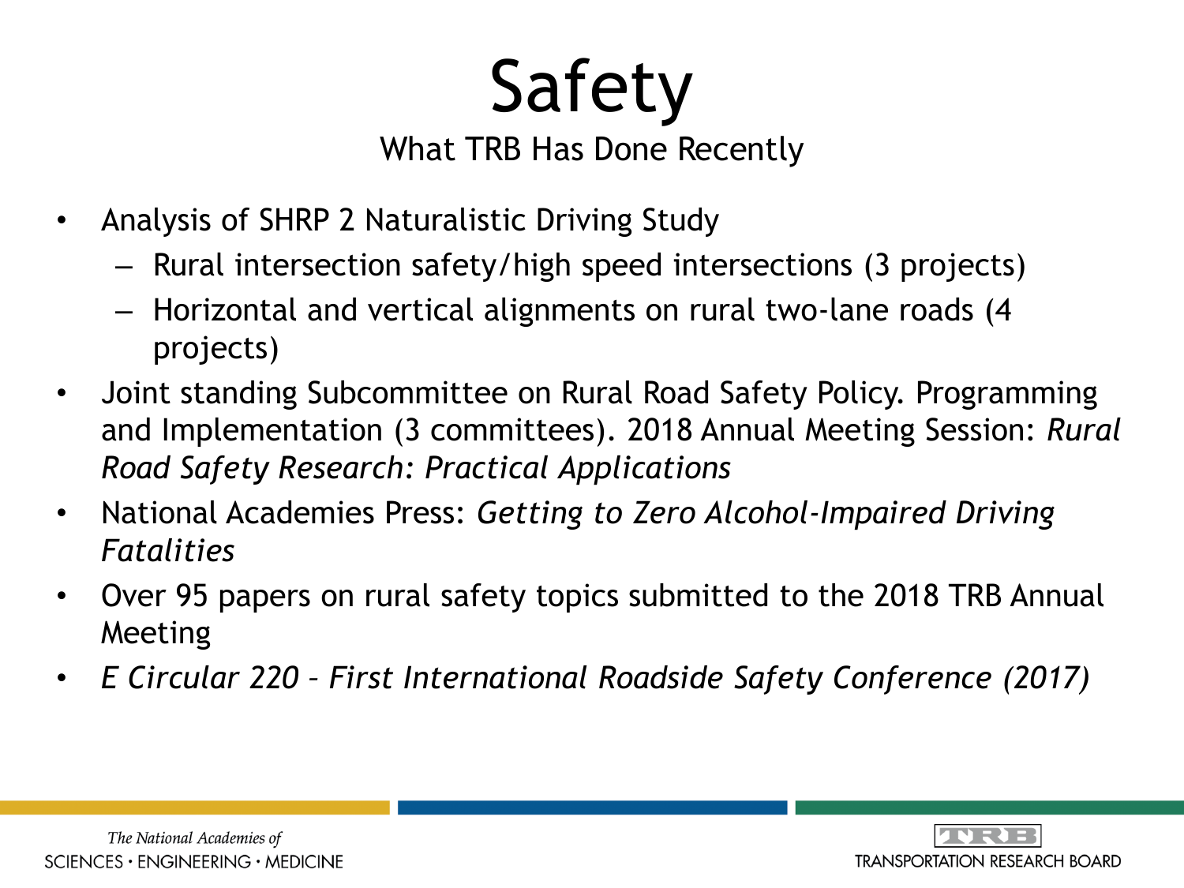# Safety

## What TRB Has Done Recently

- Analysis of SHRP 2 Naturalistic Driving Study
  - Rural intersection safety/high speed intersections (3 projects)
  - Horizontal and vertical alignments on rural two-lane roads (4 projects)
- Joint standing Subcommittee on Rural Road Safety Policy. Programming and Implementation (3 committees). 2018 Annual Meeting Session: *Rural Road Safety Research: Practical Applications*
- National Academies Press: *Getting to Zero Alcohol-Impaired Driving Fatalities*
- Over 95 papers on rural safety topics submitted to the 2018 TRB Annual Meeting
- *E Circular 220 – First International Roadside Safety Conference (2017)*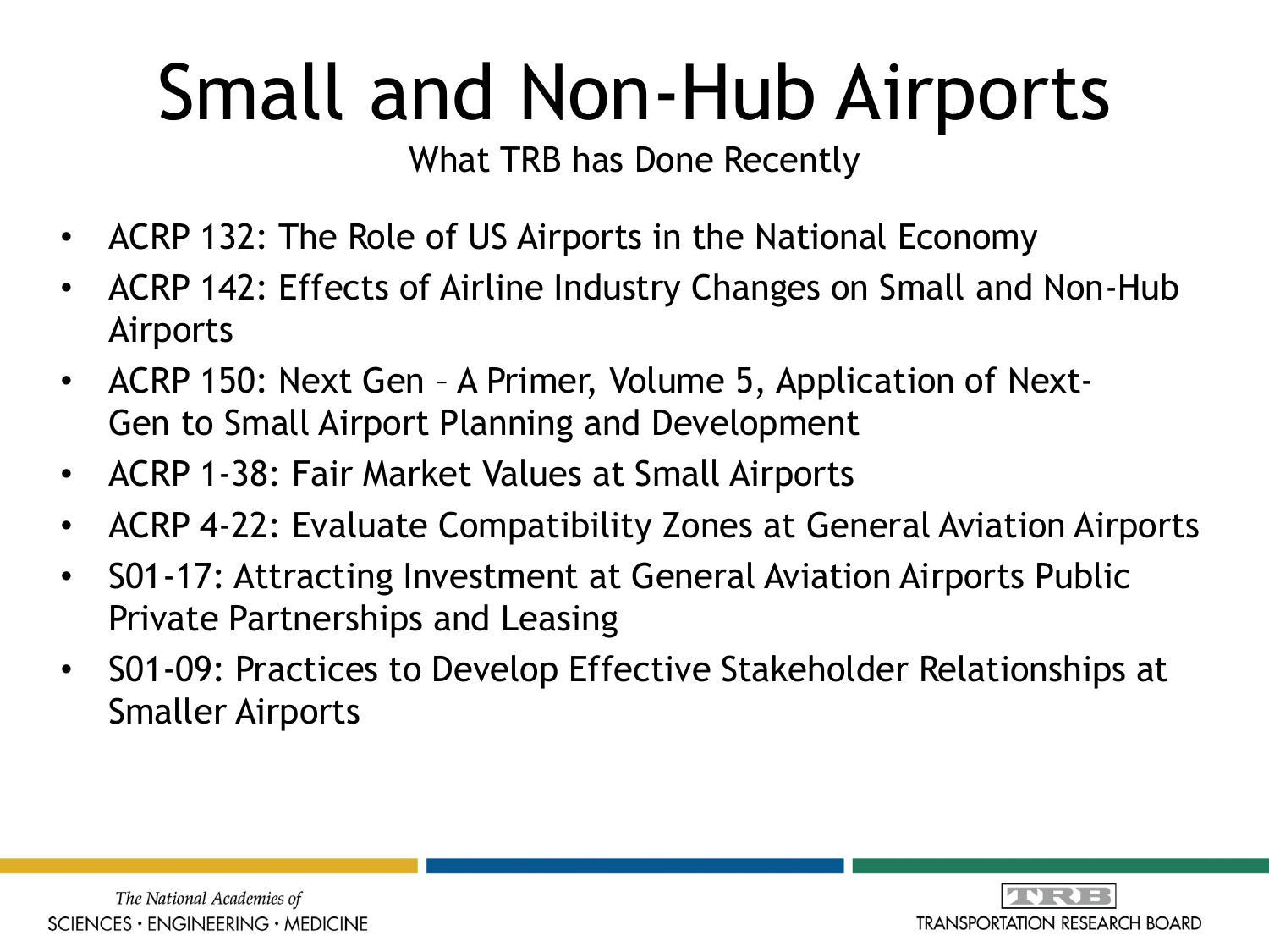# Small and Non-Hub Airports

What TRB has Done Recently

- ACRP 132: The Role of US Airports in the National Economy
- ACRP 142: Effects of Airline Industry Changes on Small and Non-Hub Airports
- ACRP 150: Next Gen – A Primer, Volume 5, Application of Next-Gen to Small Airport Planning and Development
- ACRP 1-38: Fair Market Values at Small Airports
- ACRP 4-22: Evaluate Compatibility Zones at General Aviation Airports
- S01-17: Attracting Investment at General Aviation Airports Public Private Partnerships and Leasing
- S01-09: Practices to Develop Effective Stakeholder Relationships at Smaller Airports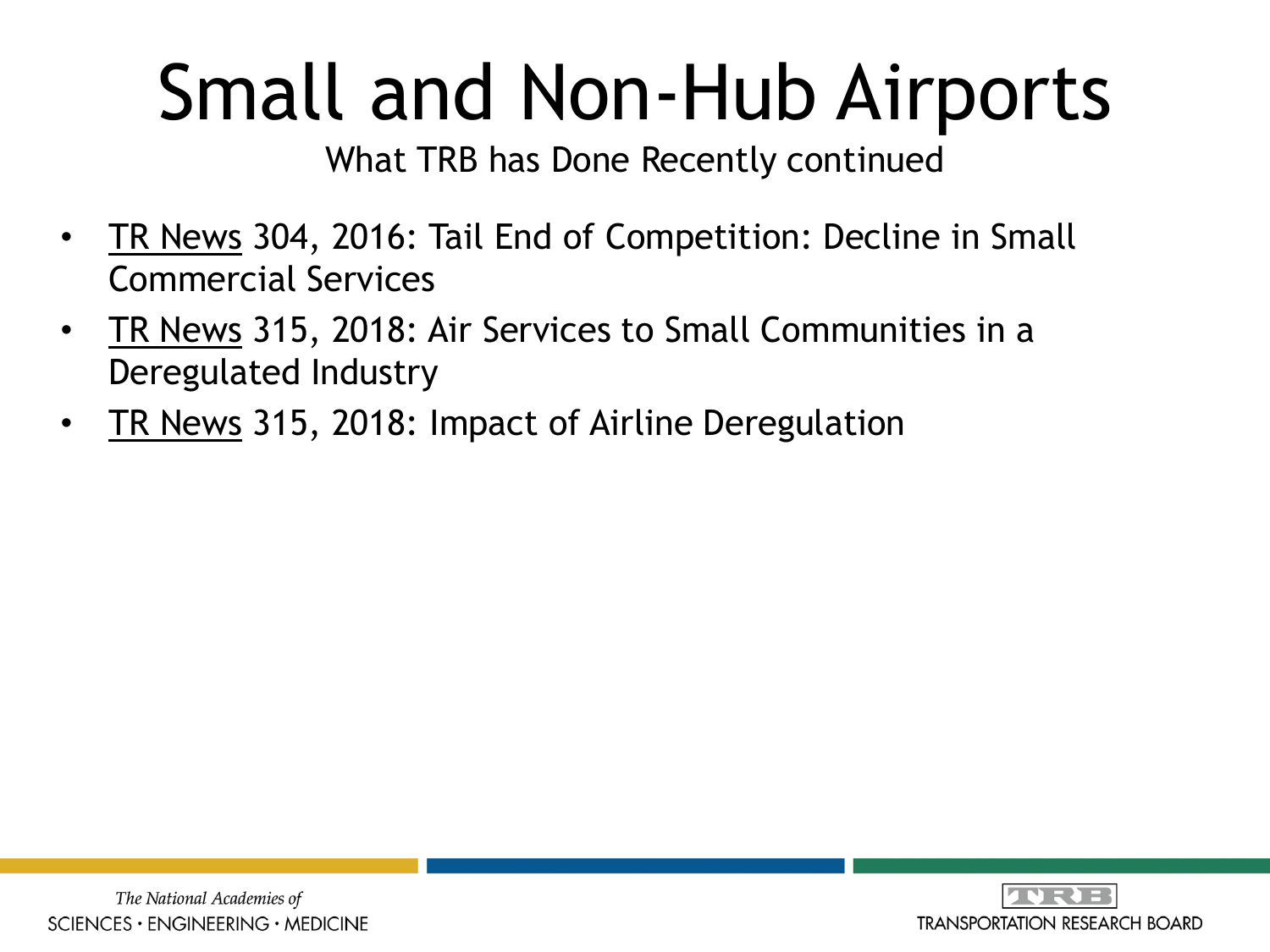# Small and Non-Hub Airports

What TRB has Done Recently continued

- TR News 304, 2016: Tail End of Competition: Decline in Small Commercial Services
- TR News 315, 2018: Air Services to Small Communities in a Deregulated Industry
- TR News 315, 2018: Impact of Airline Deregulation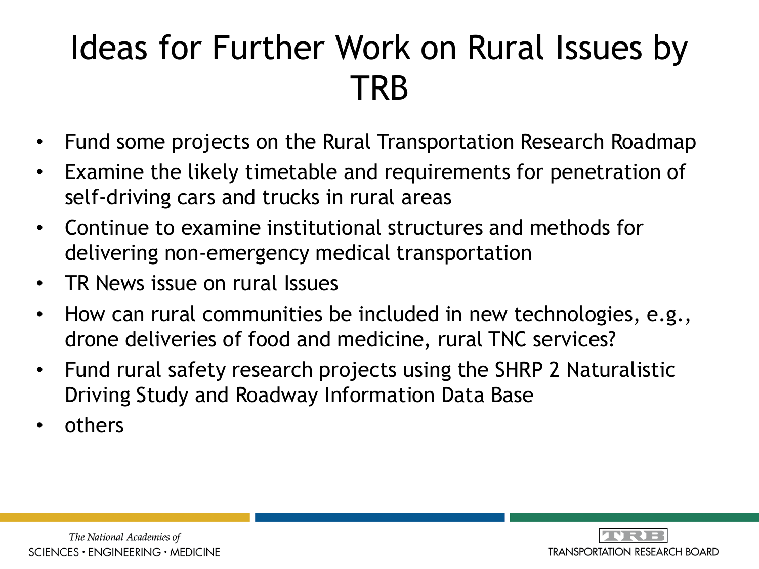# Ideas for Further Work on Rural Issues by TRB

- Fund some projects on the Rural Transportation Research Roadmap
- Examine the likely timetable and requirements for penetration of self-driving cars and trucks in rural areas
- Continue to examine institutional structures and methods for delivering non-emergency medical transportation
- TR News issue on rural Issues
- How can rural communities be included in new technologies, e.g., drone deliveries of food and medicine, rural TNC services?
- Fund rural safety research projects using the SHRP 2 Naturalistic Driving Study and Roadway Information Data Base
- others